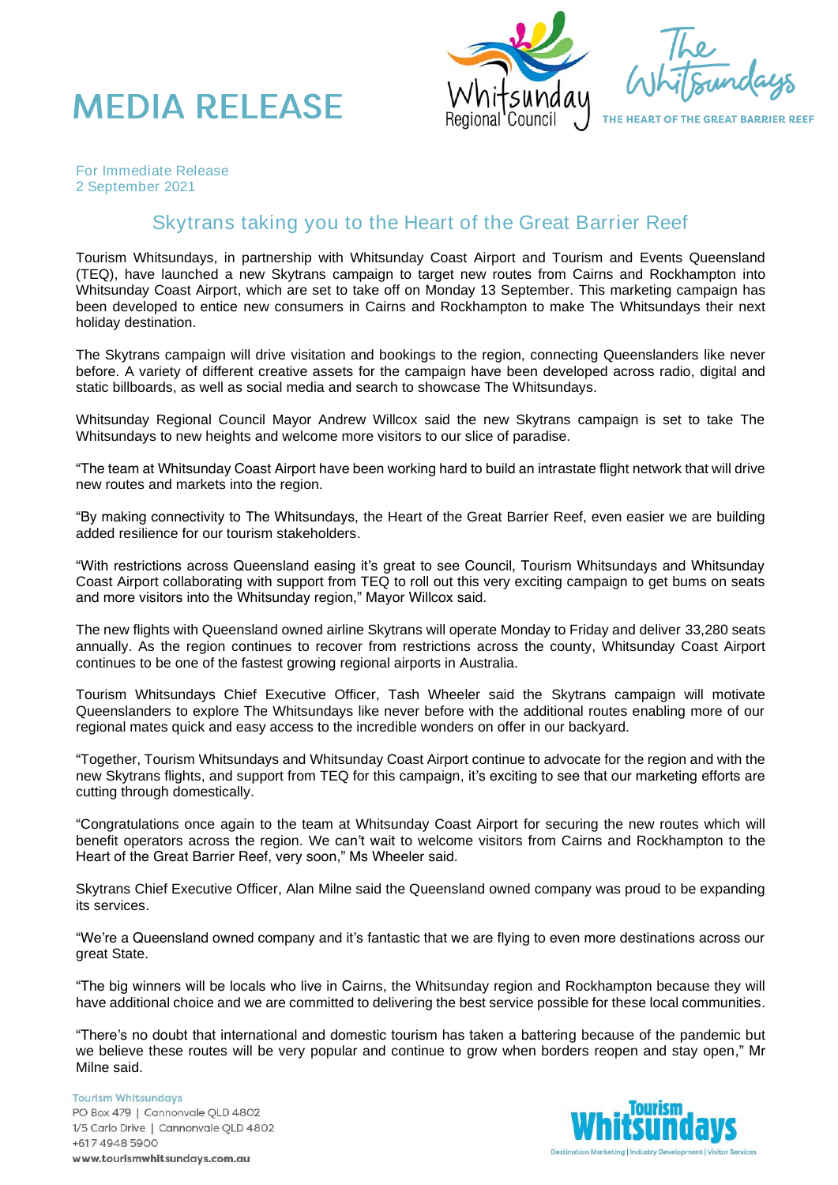# MEDIA RELEASE

For Immediate Release
2 September 2021

## Skytrans taking you to the Heart of the Great Barrier Reef

Tourism Whitsundays, in partnership with Whitsunday Coast Airport and Tourism and Events Queensland (TEQ), have launched a new Skytrans campaign to target new routes from Cairns and Rockhampton into Whitsunday Coast Airport, which are set to take off on Monday 13 September. This marketing campaign has been developed to entice new consumers in Cairns and Rockhampton to make The Whitsundays their next holiday destination.

The Skytrans campaign will drive visitation and bookings to the region, connecting Queenslanders like never before. A variety of different creative assets for the campaign have been developed across radio, digital and static billboards, as well as social media and search to showcase The Whitsundays.

Whitsunday Regional Council Mayor Andrew Willcox said the new Skytrans campaign is set to take The Whitsundays to new heights and welcome more visitors to our slice of paradise.

"The team at Whitsunday Coast Airport have been working hard to build an intrastate flight network that will drive new routes and markets into the region.

"By making connectivity to The Whitsundays, the Heart of the Great Barrier Reef, even easier we are building added resilience for our tourism stakeholders.

"With restrictions across Queensland easing it's great to see Council, Tourism Whitsundays and Whitsunday Coast Airport collaborating with support from TEQ to roll out this very exciting campaign to get bums on seats and more visitors into the Whitsunday region," Mayor Willcox said.

The new flights with Queensland owned airline Skytrans will operate Monday to Friday and deliver 33,280 seats annually. As the region continues to recover from restrictions across the county, Whitsunday Coast Airport continues to be one of the fastest growing regional airports in Australia.

Tourism Whitsundays Chief Executive Officer, Tash Wheeler said the Skytrans campaign will motivate Queenslanders to explore The Whitsundays like never before with the additional routes enabling more of our regional mates quick and easy access to the incredible wonders on offer in our backyard.

"Together, Tourism Whitsundays and Whitsunday Coast Airport continue to advocate for the region and with the new Skytrans flights, and support from TEQ for this campaign, it's exciting to see that our marketing efforts are cutting through domestically.

"Congratulations once again to the team at Whitsunday Coast Airport for securing the new routes which will benefit operators across the region. We can't wait to welcome visitors from Cairns and Rockhampton to the Heart of the Great Barrier Reef, very soon," Ms Wheeler said.

Skytrans Chief Executive Officer, Alan Milne said the Queensland owned company was proud to be expanding its services.

"We're a Queensland owned company and it's fantastic that we are flying to even more destinations across our great State.

"The big winners will be locals who live in Cairns, the Whitsunday region and Rockhampton because they will have additional choice and we are committed to delivering the best service possible for these local communities.

"There's no doubt that international and domestic tourism has taken a battering because of the pandemic but we believe these routes will be very popular and continue to grow when borders reopen and stay open," Mr Milne said.

Tourism Whitsundays
PO Box 479 | Cannonvale QLD 4802
1/5 Carlo Drive | Cannonvale QLD 4802
+617 4948 5900
www.tourismwhitsundays.com.au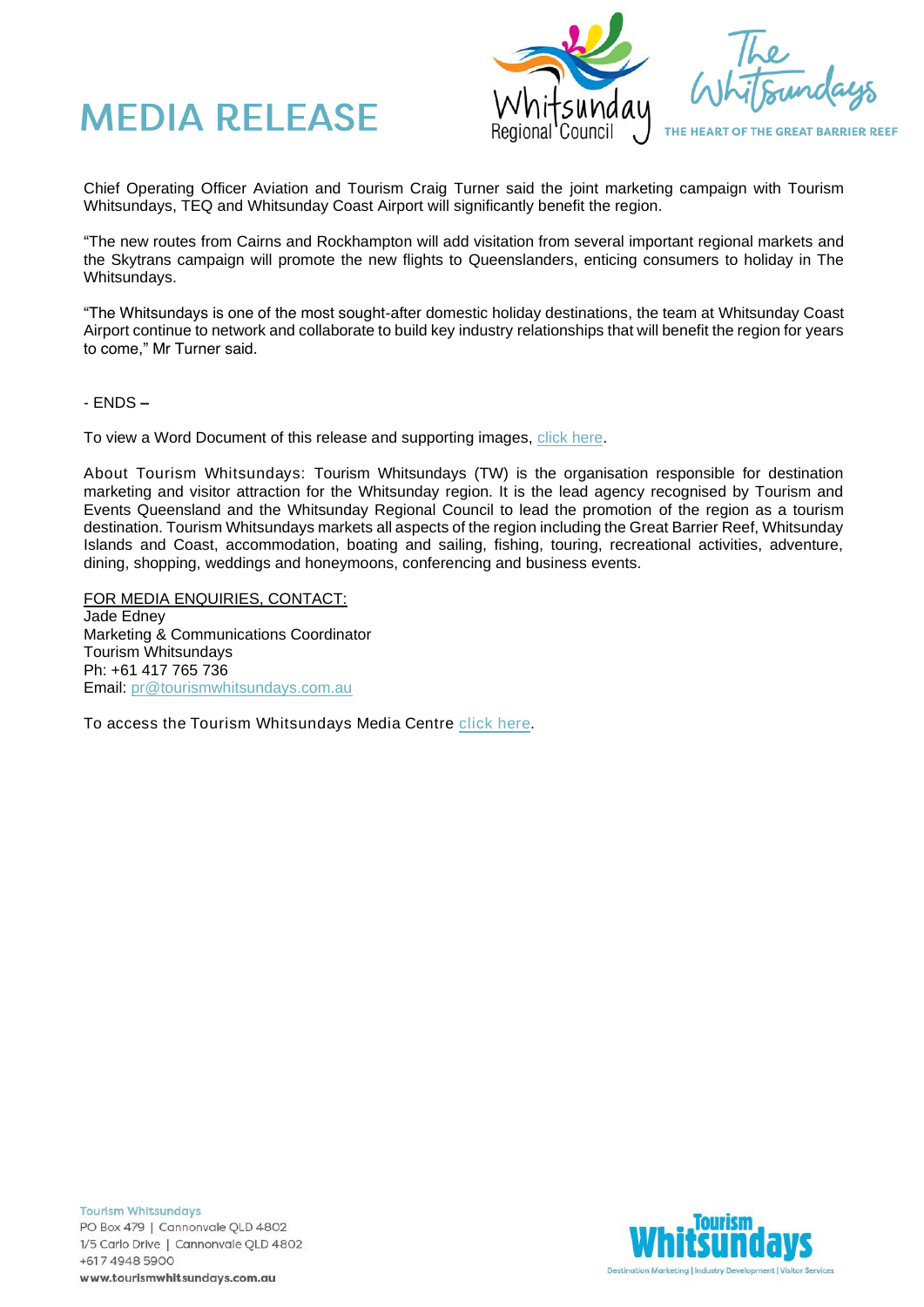# MEDIA RELEASE

Chief Operating Officer Aviation and Tourism Craig Turner said the joint marketing campaign with Tourism Whitsundays, TEQ and Whitsunday Coast Airport will significantly benefit the region.

"The new routes from Cairns and Rockhampton will add visitation from several important regional markets and the Skytrans campaign will promote the new flights to Queenslanders, enticing consumers to holiday in The Whitsundays.

"The Whitsundays is one of the most sought-after domestic holiday destinations, the team at Whitsunday Coast Airport continue to network and collaborate to build key industry relationships that will benefit the region for years to come," Mr Turner said.

- ENDS –

To view a Word Document of this release and supporting images, click here.

About Tourism Whitsundays: Tourism Whitsundays (TW) is the organisation responsible for destination marketing and visitor attraction for the Whitsunday region. It is the lead agency recognised by Tourism and Events Queensland and the Whitsunday Regional Council to lead the promotion of the region as a tourism destination. Tourism Whitsundays markets all aspects of the region including the Great Barrier Reef, Whitsunday Islands and Coast, accommodation, boating and sailing, fishing, touring, recreational activities, adventure, dining, shopping, weddings and honeymoons, conferencing and business events.

FOR MEDIA ENQUIRIES, CONTACT:
Jade Edney
Marketing & Communications Coordinator
Tourism Whitsundays
Ph: +61 417 765 736
Email: pr@tourismwhitsundays.com.au

To access the Tourism Whitsundays Media Centre click here.